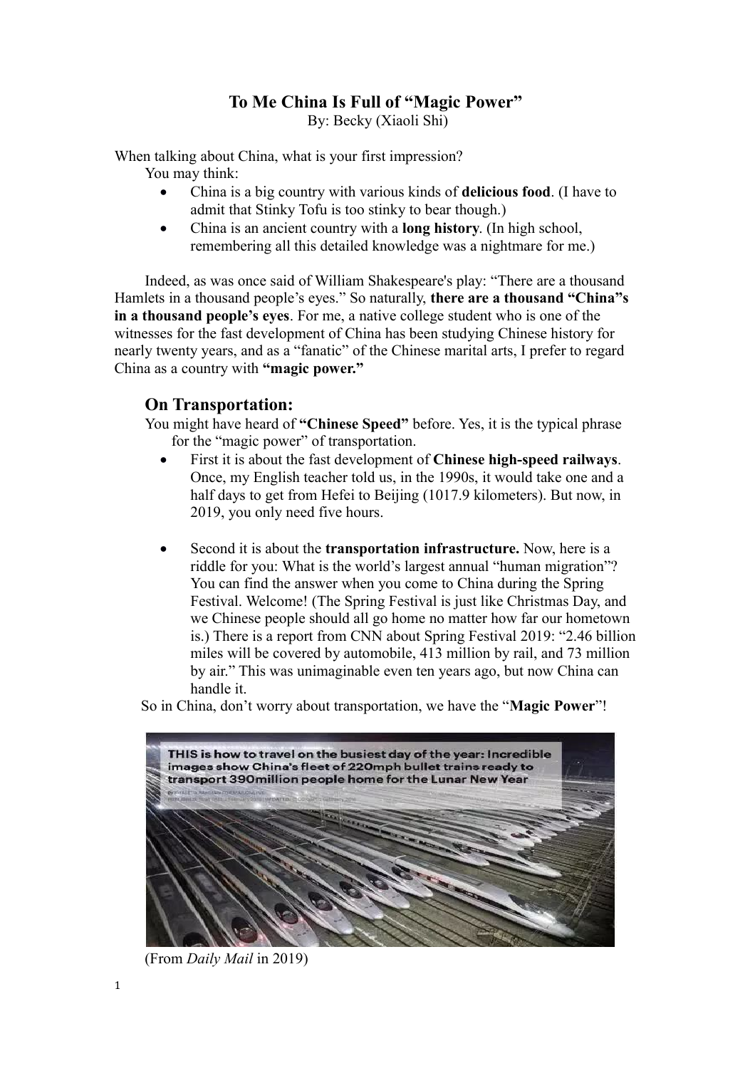# To Me China Is Full of "Magic Power"

By: Becky (Xiaoli Shi)

When talking about China, what is your first impression?

You may think:

- China is a big country with various kinds of **delicious food**. (I have to admit that Stinky Tofu is too stinky to bear though.)
- China is an ancient country with a **long history**. (In high school, remembering all this detailed knowledge was a nightmare for me.)

Indeed, as was once said of William Shakespeare's play: "There are a thousand Hamlets in a thousand people's eyes." So naturally, **there are a thousand "China"s in a thousand people's eyes**. For me, a native college student who is one of the witnesses for the fast development of China has been studying Chinese history for nearly twenty years, and as a "fanatic" of the Chinese marital arts, I prefer to regard China as a country with **"magic power."**

## On Transportation:

You might have heard of **"Chinese Speed"** before. Yes, it is the typical phrase for the "magic power" of transportation.

- First it is about the fast development of **Chinese high-speed railways**. Once, my English teacher told us, in the 1990s, it would take one and a half days to get from Hefei to Beijing (1017.9 kilometers). But now, in 2019, you only need five hours.

- Second it is about the **transportation infrastructure.** Now, here is a riddle for you: What is the world's largest annual "human migration"? You can find the answer when you come to China during the Spring Festival. Welcome! (The Spring Festival is just like Christmas Day, and we Chinese people should all go home no matter how far our hometown is.) There is a report from CNN about Spring Festival 2019: "2.46 billion miles will be covered by automobile, 413 million by rail, and 73 million by air." This was unimaginable even ten years ago, but now China can handle it.

So in China, don't worry about transportation, we have the "**Magic Power**"!

THIS is how to travel on the busiest day of the year: Incredible images show China's fleet of 220mph bullet trains ready to transport 390million people home for the Lunar New Year

(From *Daily Mail* in 2019)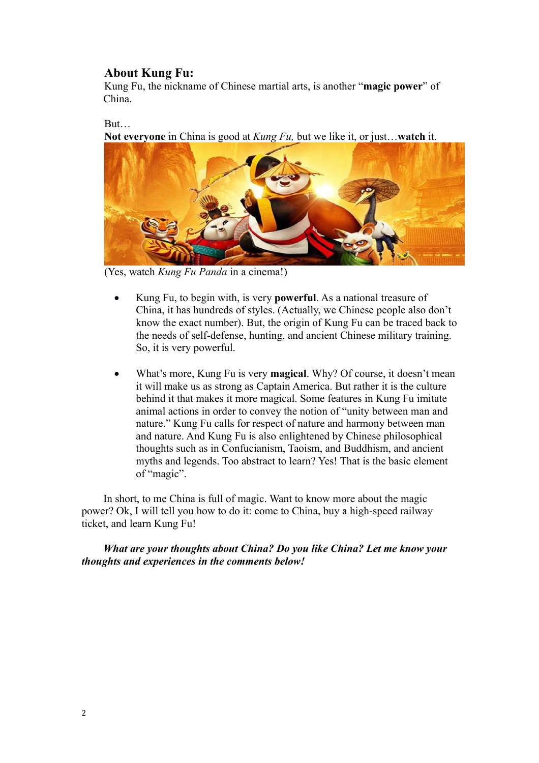## About Kung Fu:

Kung Fu, the nickname of Chinese martial arts, is another "**magic power**" of China.

But…

**Not everyone** in China is good at *Kung Fu,* but we like it, or just…**watch** it.

(Yes, watch *Kung Fu Panda* in a cinema!)

- Kung Fu, to begin with, is very **powerful**. As a national treasure of China, it has hundreds of styles. (Actually, we Chinese people also don't know the exact number). But, the origin of Kung Fu can be traced back to the needs of self-defense, hunting, and ancient Chinese military training. So, it is very powerful.

- What's more, Kung Fu is very **magical**. Why? Of course, it doesn't mean it will make us as strong as Captain America. But rather it is the culture behind it that makes it more magical. Some features in Kung Fu imitate animal actions in order to convey the notion of "unity between man and nature." Kung Fu calls for respect of nature and harmony between man and nature. And Kung Fu is also enlightened by Chinese philosophical thoughts such as in Confucianism, Taoism, and Buddhism, and ancient myths and legends. Too abstract to learn? Yes! That is the basic element of "magic".

In short, to me China is full of magic. Want to know more about the magic power? Ok, I will tell you how to do it: come to China, buy a high-speed railway ticket, and learn Kung Fu!

***What are your thoughts about China? Do you like China? Let me know your thoughts and experiences in the comments below!***